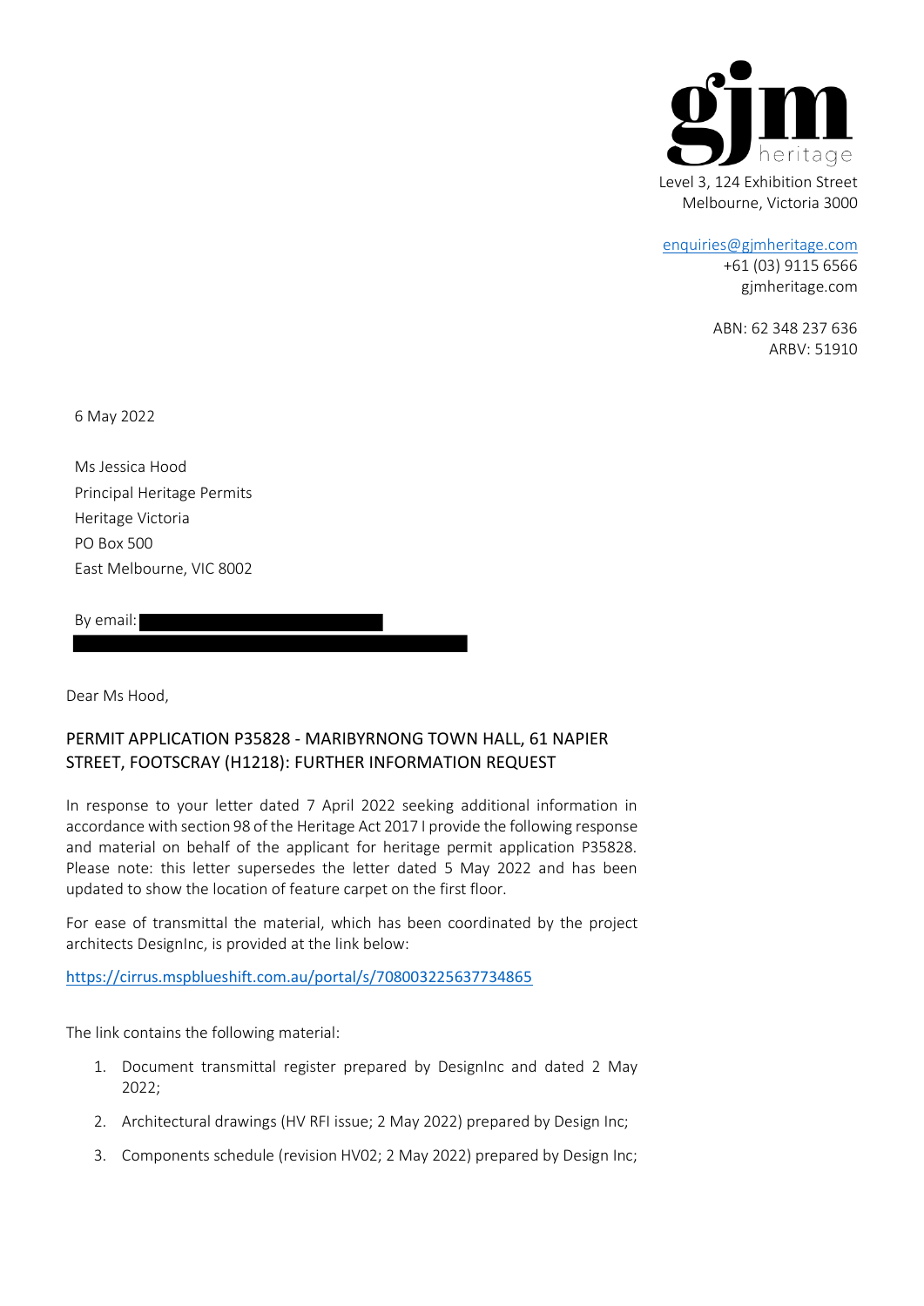gjm heritage

Level 3, 124 Exhibition Street
Melbourne, Victoria 3000

enquiries@gjmheritage.com
+61 (03) 9115 6566
gjmheritage.com

ABN: 62 348 237 636
ARBV: 51910

6 May 2022

Ms Jessica Hood
Principal Heritage Permits
Heritage Victoria
PO Box 500
East Melbourne, VIC 8002

By email:

Dear Ms Hood,

## PERMIT APPLICATION P35828 - MARIBYRNONG TOWN HALL, 61 NAPIER STREET, FOOTSCRAY (H1218): FURTHER INFORMATION REQUEST

In response to your letter dated 7 April 2022 seeking additional information in accordance with section 98 of the Heritage Act 2017 I provide the following response and material on behalf of the applicant for heritage permit application P35828. Please note: this letter supersedes the letter dated 5 May 2022 and has been updated to show the location of feature carpet on the first floor.

For ease of transmittal the material, which has been coordinated by the project architects DesignInc, is provided at the link below:

https://cirrus.mspblueshift.com.au/portal/s/708003225637734865

The link contains the following material:

1. Document transmittal register prepared by DesignInc and dated 2 May 2022;
2. Architectural drawings (HV RFI issue; 2 May 2022) prepared by Design Inc;
3. Components schedule (revision HV02; 2 May 2022) prepared by Design Inc;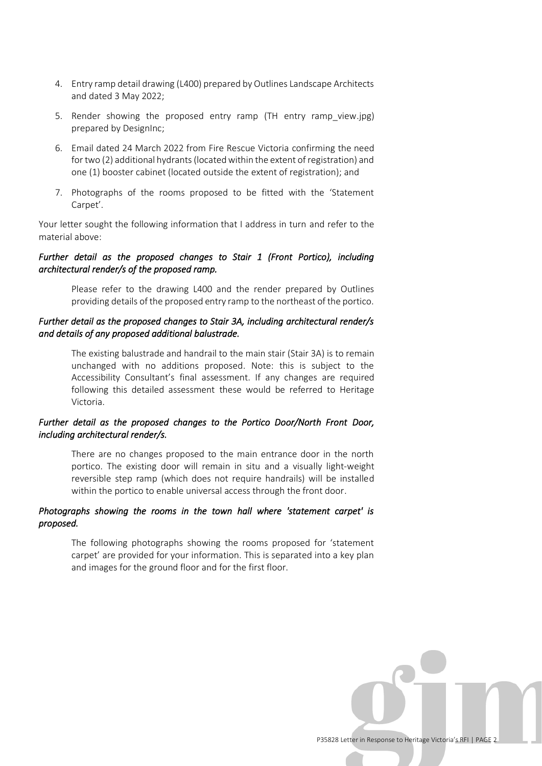4. Entry ramp detail drawing (L400) prepared by Outlines Landscape Architects and dated 3 May 2022;
5. Render showing the proposed entry ramp (TH entry ramp_view.jpg) prepared by DesignInc;
6. Email dated 24 March 2022 from Fire Rescue Victoria confirming the need for two (2) additional hydrants (located within the extent of registration) and one (1) booster cabinet (located outside the extent of registration); and
7. Photographs of the rooms proposed to be fitted with the 'Statement Carpet'.

Your letter sought the following information that I address in turn and refer to the material above:

*Further detail as the proposed changes to Stair 1 (Front Portico), including architectural render/s of the proposed ramp.*

> Please refer to the drawing L400 and the render prepared by Outlines providing details of the proposed entry ramp to the northeast of the portico.

*Further detail as the proposed changes to Stair 3A, including architectural render/s and details of any proposed additional balustrade.*

> The existing balustrade and handrail to the main stair (Stair 3A) is to remain unchanged with no additions proposed. Note: this is subject to the Accessibility Consultant's final assessment. If any changes are required following this detailed assessment these would be referred to Heritage Victoria.

*Further detail as the proposed changes to the Portico Door/North Front Door, including architectural render/s.*

> There are no changes proposed to the main entrance door in the north portico. The existing door will remain in situ and a visually light-weight reversible step ramp (which does not require handrails) will be installed within the portico to enable universal access through the front door.

*Photographs showing the rooms in the town hall where 'statement carpet' is proposed.*

> The following photographs showing the rooms proposed for 'statement carpet' are provided for your information. This is separated into a key plan and images for the ground floor and for the first floor.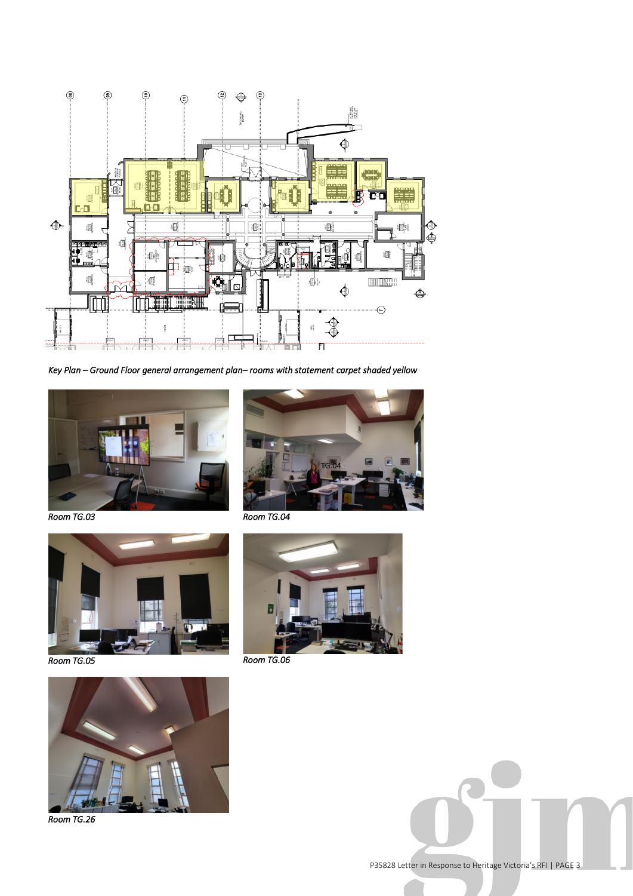*Key Plan – Ground Floor general arrangement plan– rooms with statement carpet shaded yellow*

*Room TG.03*

*Room TG.04*

*Room TG.05*

*Room TG.06*

*Room TG.26*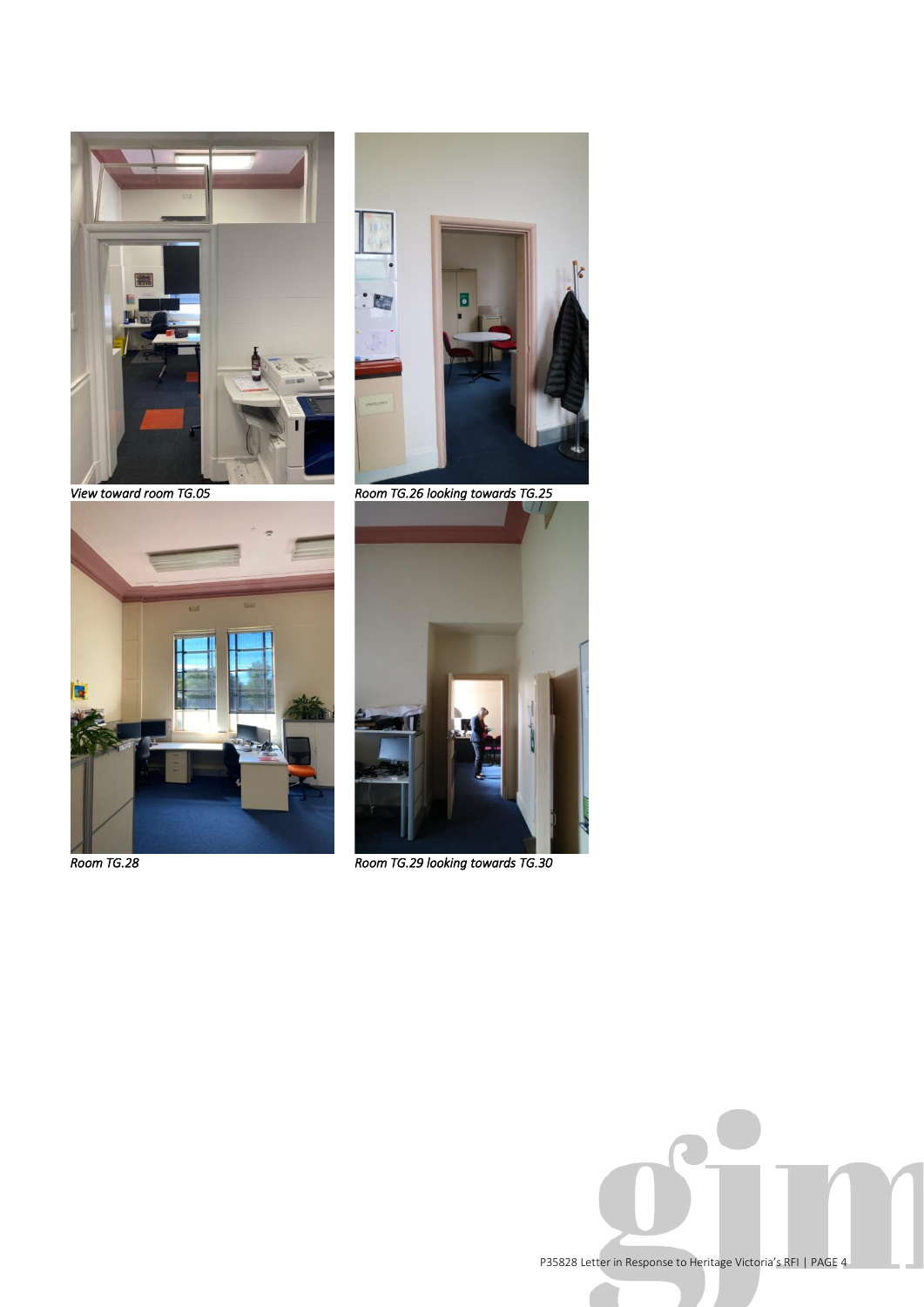*View toward room TG.05*

*Room TG.26 looking towards TG.25*

*Room TG.28*

*Room TG.29 looking towards TG.30*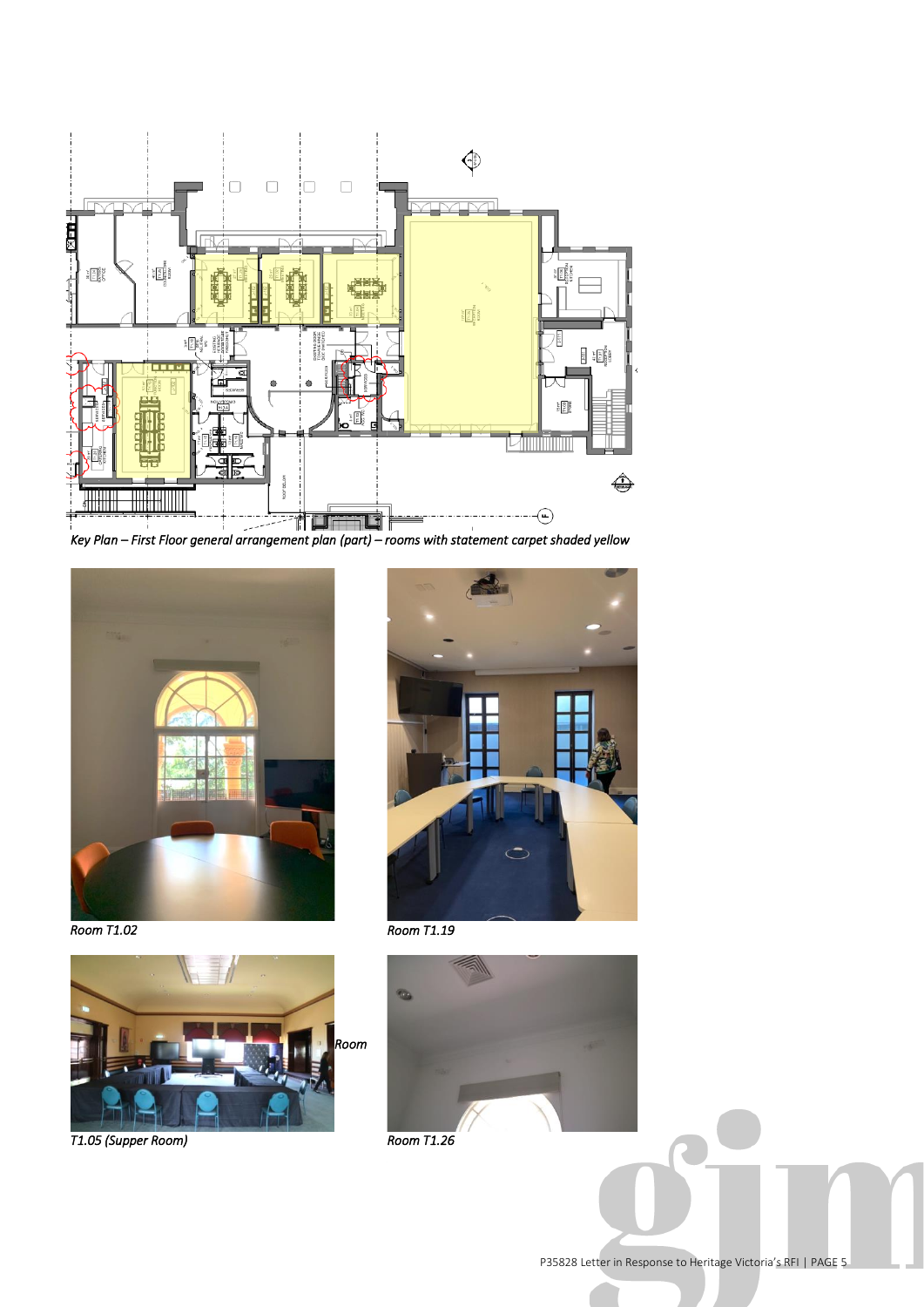*Key Plan – First Floor general arrangement plan (part) – rooms with statement carpet shaded yellow*

*Room T1.02*

*Room T1.19*

*Room*

*T1.05 (Supper Room)*

*Room T1.26*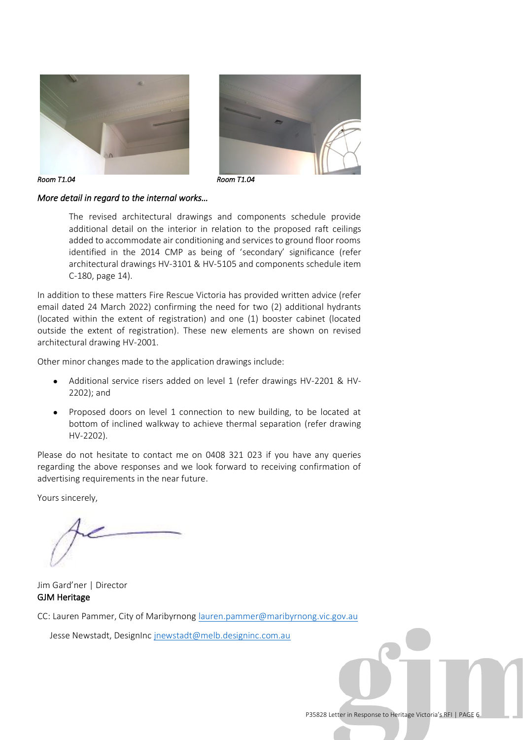*Room T1.04* *Room T1.04*

*More detail in regard to the internal works…*

> The revised architectural drawings and components schedule provide additional detail on the interior in relation to the proposed raft ceilings added to accommodate air conditioning and services to ground floor rooms identified in the 2014 CMP as being of 'secondary' significance (refer architectural drawings HV-3101 & HV-5105 and components schedule item C-180, page 14).

In addition to these matters Fire Rescue Victoria has provided written advice (refer email dated 24 March 2022) confirming the need for two (2) additional hydrants (located within the extent of registration) and one (1) booster cabinet (located outside the extent of registration). These new elements are shown on revised architectural drawing HV-2001.

Other minor changes made to the application drawings include:

- Additional service risers added on level 1 (refer drawings HV-2201 & HV-2202); and
- Proposed doors on level 1 connection to new building, to be located at bottom of inclined walkway to achieve thermal separation (refer drawing HV-2202).

Please do not hesitate to contact me on 0408 321 023 if you have any queries regarding the above responses and we look forward to receiving confirmation of advertising requirements in the near future.

Yours sincerely,

Jim Gard'ner | Director
**GJM Heritage**

CC: Lauren Pammer, City of Maribyrnong lauren.pammer@maribyrnong.vic.gov.au

Jesse Newstadt, DesignInc jnewstadt@melb.designinc.com.au